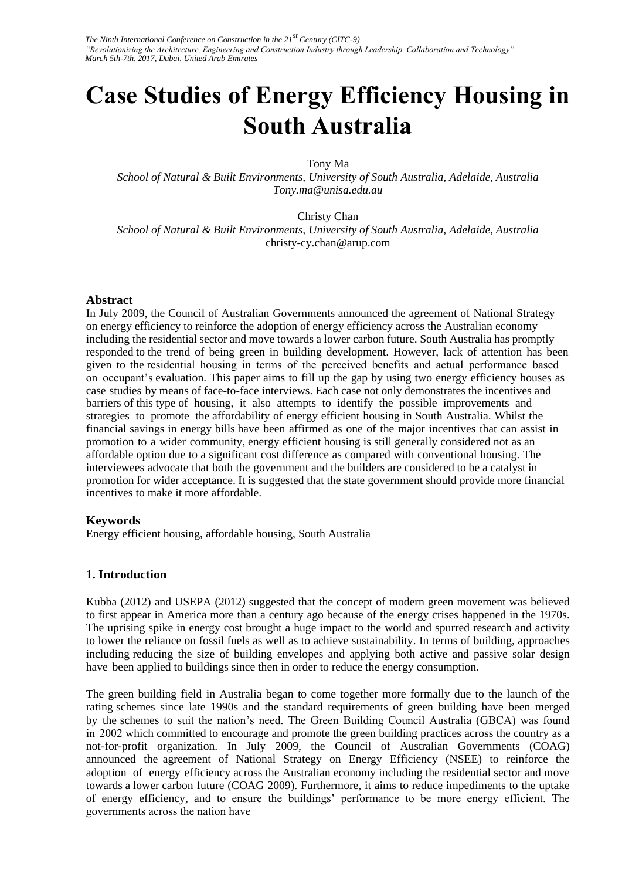# Case Studies of Energy Efficiency Housing in South Australia

Tony Ma
*School of Natural & Built Environments, University of South Australia, Adelaide, Australia*
*Tony.ma@unisa.edu.au*

Christy Chan
*School of Natural & Built Environments, University of South Australia, Adelaide, Australia*
christy-cy.chan@arup.com

## Abstract

In July 2009, the Council of Australian Governments announced the agreement of National Strategy on energy efficiency to reinforce the adoption of energy efficiency across the Australian economy including the residential sector and move towards a lower carbon future. South Australia has promptly responded to the trend of being green in building development. However, lack of attention has been given to the residential housing in terms of the perceived benefits and actual performance based on occupant's evaluation. This paper aims to fill up the gap by using two energy efficiency houses as case studies by means of face-to-face interviews. Each case not only demonstrates the incentives and barriers of this type of housing, it also attempts to identify the possible improvements and strategies to promote the affordability of energy efficient housing in South Australia. Whilst the financial savings in energy bills have been affirmed as one of the major incentives that can assist in promotion to a wider community, energy efficient housing is still generally considered not as an affordable option due to a significant cost difference as compared with conventional housing. The interviewees advocate that both the government and the builders are considered to be a catalyst in promotion for wider acceptance. It is suggested that the state government should provide more financial incentives to make it more affordable.

## Keywords

Energy efficient housing, affordable housing, South Australia

## 1. Introduction

Kubba (2012) and USEPA (2012) suggested that the concept of modern green movement was believed to first appear in America more than a century ago because of the energy crises happened in the 1970s. The uprising spike in energy cost brought a huge impact to the world and spurred research and activity to lower the reliance on fossil fuels as well as to achieve sustainability. In terms of building, approaches including reducing the size of building envelopes and applying both active and passive solar design have been applied to buildings since then in order to reduce the energy consumption.

The green building field in Australia began to come together more formally due to the launch of the rating schemes since late 1990s and the standard requirements of green building have been merged by the schemes to suit the nation's need. The Green Building Council Australia (GBCA) was found in 2002 which committed to encourage and promote the green building practices across the country as a not-for-profit organization. In July 2009, the Council of Australian Governments (COAG) announced the agreement of National Strategy on Energy Efficiency (NSEE) to reinforce the adoption of energy efficiency across the Australian economy including the residential sector and move towards a lower carbon future (COAG 2009). Furthermore, it aims to reduce impediments to the uptake of energy efficiency, and to ensure the buildings' performance to be more energy efficient. The governments across the nation have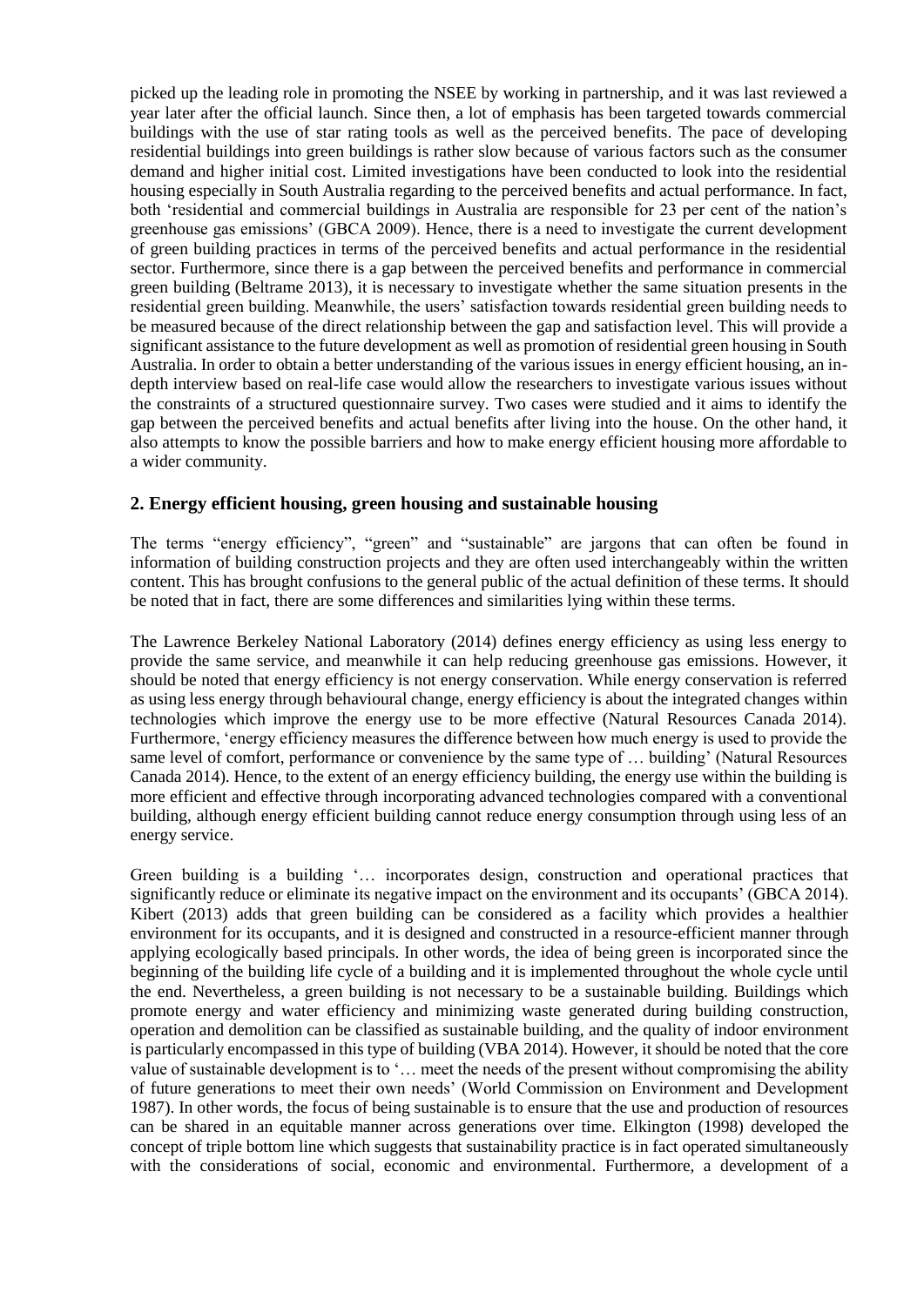picked up the leading role in promoting the NSEE by working in partnership, and it was last reviewed a year later after the official launch. Since then, a lot of emphasis has been targeted towards commercial buildings with the use of star rating tools as well as the perceived benefits. The pace of developing residential buildings into green buildings is rather slow because of various factors such as the consumer demand and higher initial cost. Limited investigations have been conducted to look into the residential housing especially in South Australia regarding to the perceived benefits and actual performance. In fact, both 'residential and commercial buildings in Australia are responsible for 23 per cent of the nation's greenhouse gas emissions' (GBCA 2009). Hence, there is a need to investigate the current development of green building practices in terms of the perceived benefits and actual performance in the residential sector. Furthermore, since there is a gap between the perceived benefits and performance in commercial green building (Beltrame 2013), it is necessary to investigate whether the same situation presents in the residential green building. Meanwhile, the users' satisfaction towards residential green building needs to be measured because of the direct relationship between the gap and satisfaction level. This will provide a significant assistance to the future development as well as promotion of residential green housing in South Australia. In order to obtain a better understanding of the various issues in energy efficient housing, an in-depth interview based on real-life case would allow the researchers to investigate various issues without the constraints of a structured questionnaire survey. Two cases were studied and it aims to identify the gap between the perceived benefits and actual benefits after living into the house. On the other hand, it also attempts to know the possible barriers and how to make energy efficient housing more affordable to a wider community.

## 2. Energy efficient housing, green housing and sustainable housing

The terms "energy efficiency", "green" and "sustainable" are jargons that can often be found in information of building construction projects and they are often used interchangeably within the written content. This has brought confusions to the general public of the actual definition of these terms. It should be noted that in fact, there are some differences and similarities lying within these terms.

The Lawrence Berkeley National Laboratory (2014) defines energy efficiency as using less energy to provide the same service, and meanwhile it can help reducing greenhouse gas emissions. However, it should be noted that energy efficiency is not energy conservation. While energy conservation is referred as using less energy through behavioural change, energy efficiency is about the integrated changes within technologies which improve the energy use to be more effective (Natural Resources Canada 2014). Furthermore, 'energy efficiency measures the difference between how much energy is used to provide the same level of comfort, performance or convenience by the same type of … building' (Natural Resources Canada 2014). Hence, to the extent of an energy efficiency building, the energy use within the building is more efficient and effective through incorporating advanced technologies compared with a conventional building, although energy efficient building cannot reduce energy consumption through using less of an energy service.

Green building is a building '… incorporates design, construction and operational practices that significantly reduce or eliminate its negative impact on the environment and its occupants' (GBCA 2014). Kibert (2013) adds that green building can be considered as a facility which provides a healthier environment for its occupants, and it is designed and constructed in a resource-efficient manner through applying ecologically based principals. In other words, the idea of being green is incorporated since the beginning of the building life cycle of a building and it is implemented throughout the whole cycle until the end. Nevertheless, a green building is not necessary to be a sustainable building. Buildings which promote energy and water efficiency and minimizing waste generated during building construction, operation and demolition can be classified as sustainable building, and the quality of indoor environment is particularly encompassed in this type of building (VBA 2014). However, it should be noted that the core value of sustainable development is to '… meet the needs of the present without compromising the ability of future generations to meet their own needs' (World Commission on Environment and Development 1987). In other words, the focus of being sustainable is to ensure that the use and production of resources can be shared in an equitable manner across generations over time. Elkington (1998) developed the concept of triple bottom line which suggests that sustainability practice is in fact operated simultaneously with the considerations of social, economic and environmental. Furthermore, a development of a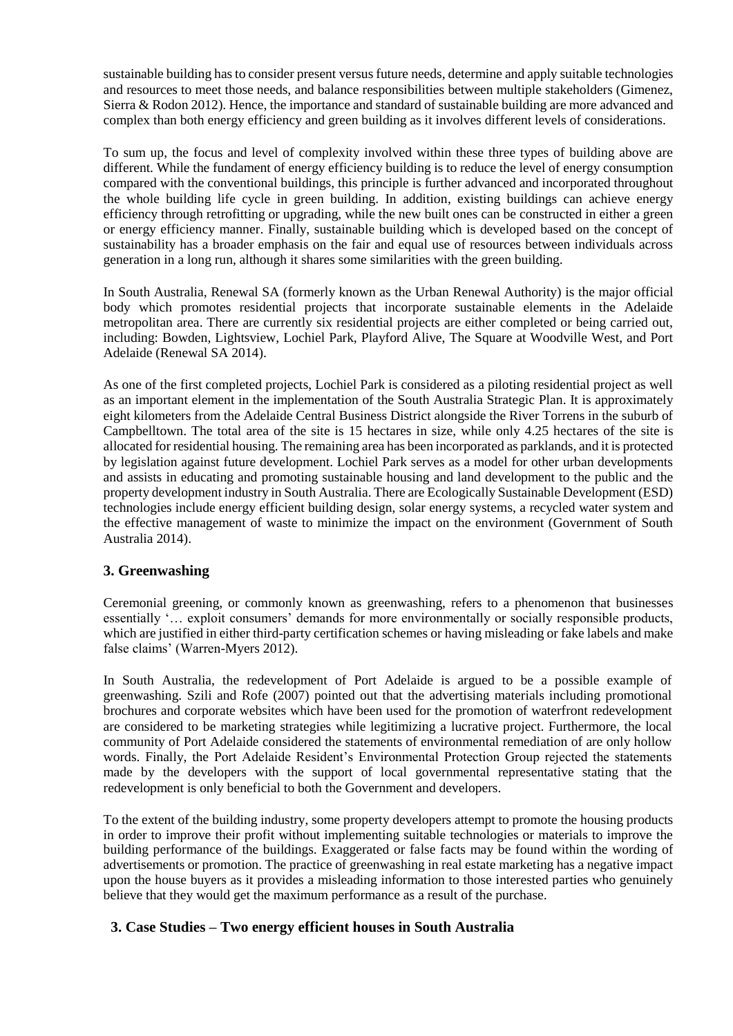sustainable building has to consider present versus future needs, determine and apply suitable technologies and resources to meet those needs, and balance responsibilities between multiple stakeholders (Gimenez, Sierra & Rodon 2012). Hence, the importance and standard of sustainable building are more advanced and complex than both energy efficiency and green building as it involves different levels of considerations.

To sum up, the focus and level of complexity involved within these three types of building above are different. While the fundament of energy efficiency building is to reduce the level of energy consumption compared with the conventional buildings, this principle is further advanced and incorporated throughout the whole building life cycle in green building. In addition, existing buildings can achieve energy efficiency through retrofitting or upgrading, while the new built ones can be constructed in either a green or energy efficiency manner. Finally, sustainable building which is developed based on the concept of sustainability has a broader emphasis on the fair and equal use of resources between individuals across generation in a long run, although it shares some similarities with the green building.

In South Australia, Renewal SA (formerly known as the Urban Renewal Authority) is the major official body which promotes residential projects that incorporate sustainable elements in the Adelaide metropolitan area. There are currently six residential projects are either completed or being carried out, including: Bowden, Lightsview, Lochiel Park, Playford Alive, The Square at Woodville West, and Port Adelaide (Renewal SA 2014).

As one of the first completed projects, Lochiel Park is considered as a piloting residential project as well as an important element in the implementation of the South Australia Strategic Plan. It is approximately eight kilometers from the Adelaide Central Business District alongside the River Torrens in the suburb of Campbelltown. The total area of the site is 15 hectares in size, while only 4.25 hectares of the site is allocated for residential housing. The remaining area has been incorporated as parklands, and it is protected by legislation against future development. Lochiel Park serves as a model for other urban developments and assists in educating and promoting sustainable housing and land development to the public and the property development industry in South Australia. There are Ecologically Sustainable Development (ESD) technologies include energy efficient building design, solar energy systems, a recycled water system and the effective management of waste to minimize the impact on the environment (Government of South Australia 2014).

## 3. Greenwashing

Ceremonial greening, or commonly known as greenwashing, refers to a phenomenon that businesses essentially '… exploit consumers' demands for more environmentally or socially responsible products, which are justified in either third-party certification schemes or having misleading or fake labels and make false claims' (Warren-Myers 2012).

In South Australia, the redevelopment of Port Adelaide is argued to be a possible example of greenwashing. Szili and Rofe (2007) pointed out that the advertising materials including promotional brochures and corporate websites which have been used for the promotion of waterfront redevelopment are considered to be marketing strategies while legitimizing a lucrative project. Furthermore, the local community of Port Adelaide considered the statements of environmental remediation of are only hollow words. Finally, the Port Adelaide Resident's Environmental Protection Group rejected the statements made by the developers with the support of local governmental representative stating that the redevelopment is only beneficial to both the Government and developers.

To the extent of the building industry, some property developers attempt to promote the housing products in order to improve their profit without implementing suitable technologies or materials to improve the building performance of the buildings. Exaggerated or false facts may be found within the wording of advertisements or promotion. The practice of greenwashing in real estate marketing has a negative impact upon the house buyers as it provides a misleading information to those interested parties who genuinely believe that they would get the maximum performance as a result of the purchase.

## 3. Case Studies – Two energy efficient houses in South Australia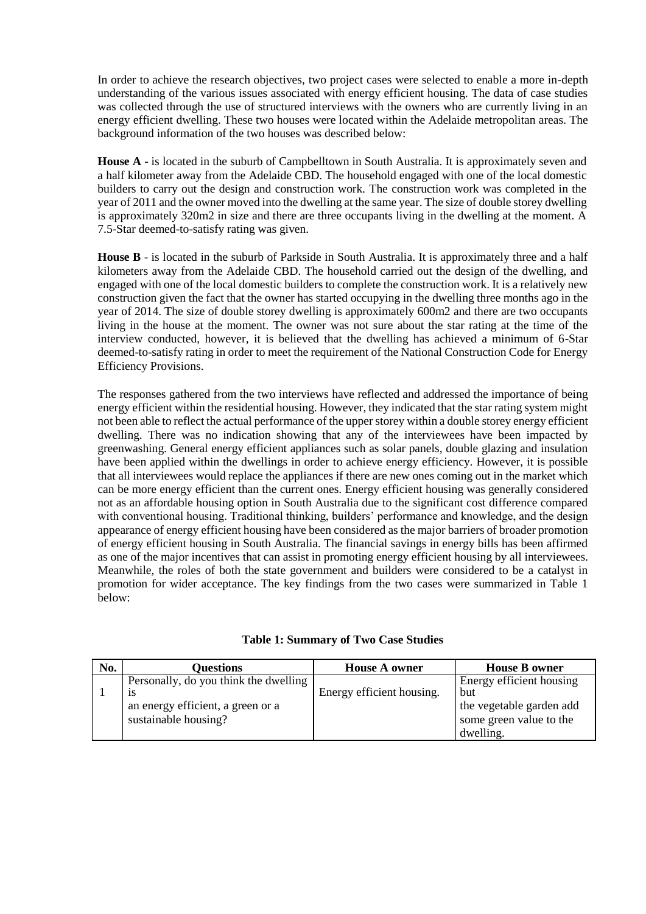In order to achieve the research objectives, two project cases were selected to enable a more in-depth understanding of the various issues associated with energy efficient housing. The data of case studies was collected through the use of structured interviews with the owners who are currently living in an energy efficient dwelling. These two houses were located within the Adelaide metropolitan areas. The background information of the two houses was described below:

**House A** - is located in the suburb of Campbelltown in South Australia. It is approximately seven and a half kilometer away from the Adelaide CBD. The household engaged with one of the local domestic builders to carry out the design and construction work. The construction work was completed in the year of 2011 and the owner moved into the dwelling at the same year. The size of double storey dwelling is approximately 320m2 in size and there are three occupants living in the dwelling at the moment. A 7.5-Star deemed-to-satisfy rating was given.

**House B** - is located in the suburb of Parkside in South Australia. It is approximately three and a half kilometers away from the Adelaide CBD. The household carried out the design of the dwelling, and engaged with one of the local domestic builders to complete the construction work. It is a relatively new construction given the fact that the owner has started occupying in the dwelling three months ago in the year of 2014. The size of double storey dwelling is approximately 600m2 and there are two occupants living in the house at the moment. The owner was not sure about the star rating at the time of the interview conducted, however, it is believed that the dwelling has achieved a minimum of 6-Star deemed-to-satisfy rating in order to meet the requirement of the National Construction Code for Energy Efficiency Provisions.

The responses gathered from the two interviews have reflected and addressed the importance of being energy efficient within the residential housing. However, they indicated that the star rating system might not been able to reflect the actual performance of the upper storey within a double storey energy efficient dwelling. There was no indication showing that any of the interviewees have been impacted by greenwashing. General energy efficient appliances such as solar panels, double glazing and insulation have been applied within the dwellings in order to achieve energy efficiency. However, it is possible that all interviewees would replace the appliances if there are new ones coming out in the market which can be more energy efficient than the current ones. Energy efficient housing was generally considered not as an affordable housing option in South Australia due to the significant cost difference compared with conventional housing. Traditional thinking, builders' performance and knowledge, and the design appearance of energy efficient housing have been considered as the major barriers of broader promotion of energy efficient housing in South Australia. The financial savings in energy bills has been affirmed as one of the major incentives that can assist in promoting energy efficient housing by all interviewees. Meanwhile, the roles of both the state government and builders were considered to be a catalyst in promotion for wider acceptance. The key findings from the two cases were summarized in Table 1 below:

**Table 1: Summary of Two Case Studies**

| No. | Questions | House A owner | House B owner |
|---|---|---|---|
| 1 | Personally, do you think the dwelling is an energy efficient, a green or a sustainable housing? | Energy efficient housing. | Energy efficient housing but the vegetable garden add some green value to the dwelling. |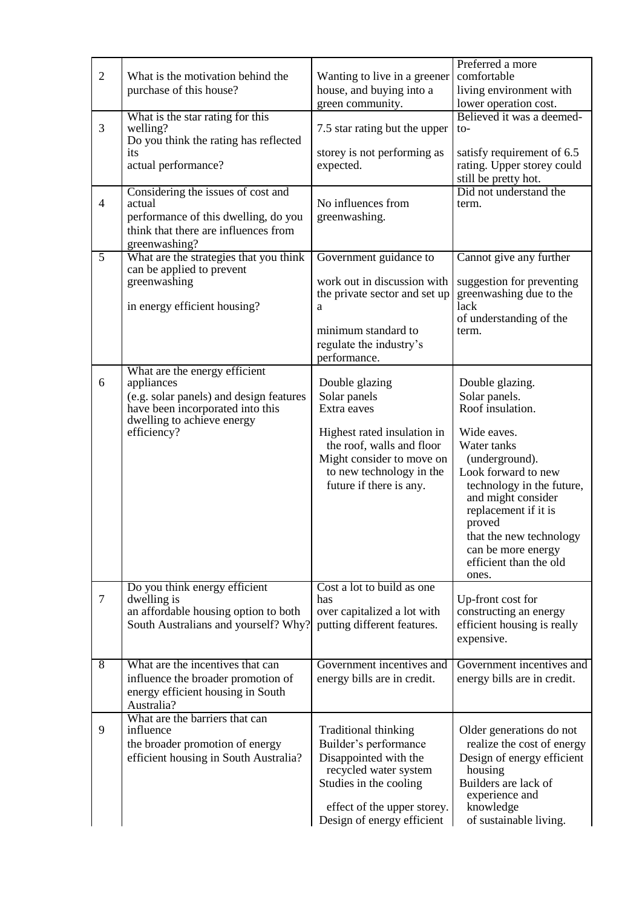| 2 | What is the motivation behind the purchase of this house? | Wanting to live in a greener house, and buying into a green community. | Preferred a more comfortable living environment with lower operation cost. |
|---|---|---|---|
| 3 | What is the star rating for this welling? Do you think the rating has reflected its actual performance? | 7.5 star rating but the upper storey is not performing as expected. | Believed it was a deemed-to-satisfy requirement of 6.5 rating. Upper storey could still be pretty hot. |
| 4 | Considering the issues of cost and actual performance of this dwelling, do you think that there are influences from greenwashing? | No influences from greenwashing. | Did not understand the term. |
| 5 | What are the strategies that you think can be applied to prevent greenwashing in energy efficient housing? | Government guidance to work out in discussion with the private sector and set up a minimum standard to regulate the industry's performance. | Cannot give any further suggestion for preventing greenwashing due to the lack of understanding of the term. |
| 6 | What are the energy efficient appliances (e.g. solar panels) and design features have been incorporated into this dwelling to achieve energy efficiency? | Double glazing<br>Solar panels<br>Extra eaves<br>Highest rated insulation in the roof, walls and floor<br>Might consider to move on to new technology in the future if there is any. | Double glazing.<br>Solar panels.<br>Roof insulation.<br>Wide eaves.<br>Water tanks (underground).<br>Look forward to new technology in the future, and might consider replacement if it is proved that the new technology can be more energy efficient than the old ones. |
| 7 | Do you think energy efficient dwelling is an affordable housing option to both South Australians and yourself? Why? | Cost a lot to build as one has over capitalized a lot with putting different features. | Up-front cost for constructing an energy efficient housing is really expensive. |
| 8 | What are the incentives that can influence the broader promotion of energy efficient housing in South Australia? | Government incentives and energy bills are in credit. | Government incentives and energy bills are in credit. |
| 9 | What are the barriers that can influence the broader promotion of energy efficient housing in South Australia? | Traditional thinking<br>Builder's performance<br>Disappointed with the recycled water system<br>Studies in the cooling effect of the upper storey.<br>Design of energy efficient | Older generations do not realize the cost of energy<br>Design of energy efficient housing<br>Builders are lack of experience and knowledge of sustainable living. |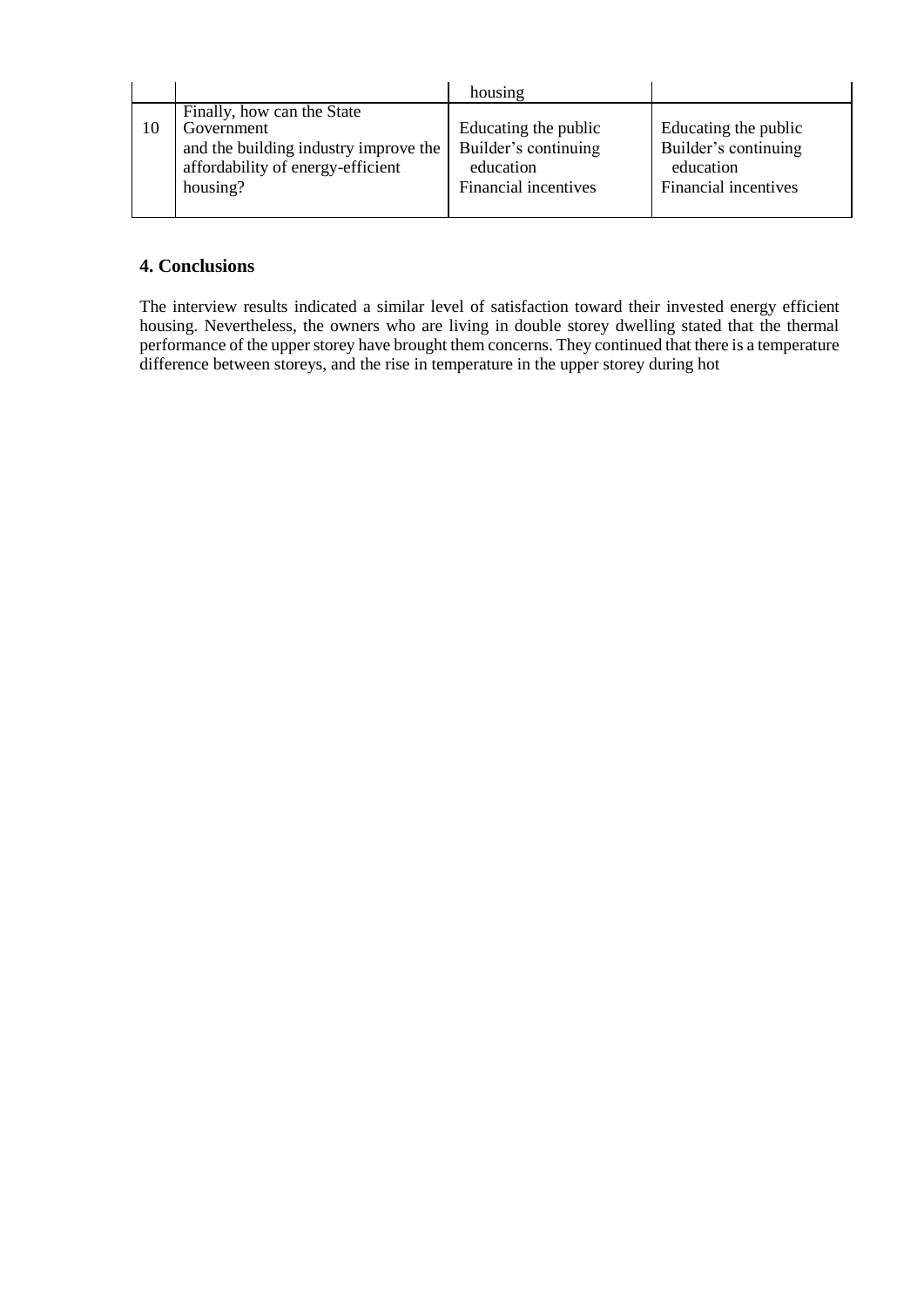|  |  | housing |  |
|---|---|---|---|
| 10 | Finally, how can the State Government and the building industry improve the affordability of energy-efficient housing? | Educating the public Builder's continuing education Financial incentives | Educating the public Builder's continuing education Financial incentives |

## 4. Conclusions

The interview results indicated a similar level of satisfaction toward their invested energy efficient housing. Nevertheless, the owners who are living in double storey dwelling stated that the thermal performance of the upper storey have brought them concerns. They continued that there is a temperature difference between storeys, and the rise in temperature in the upper storey during hot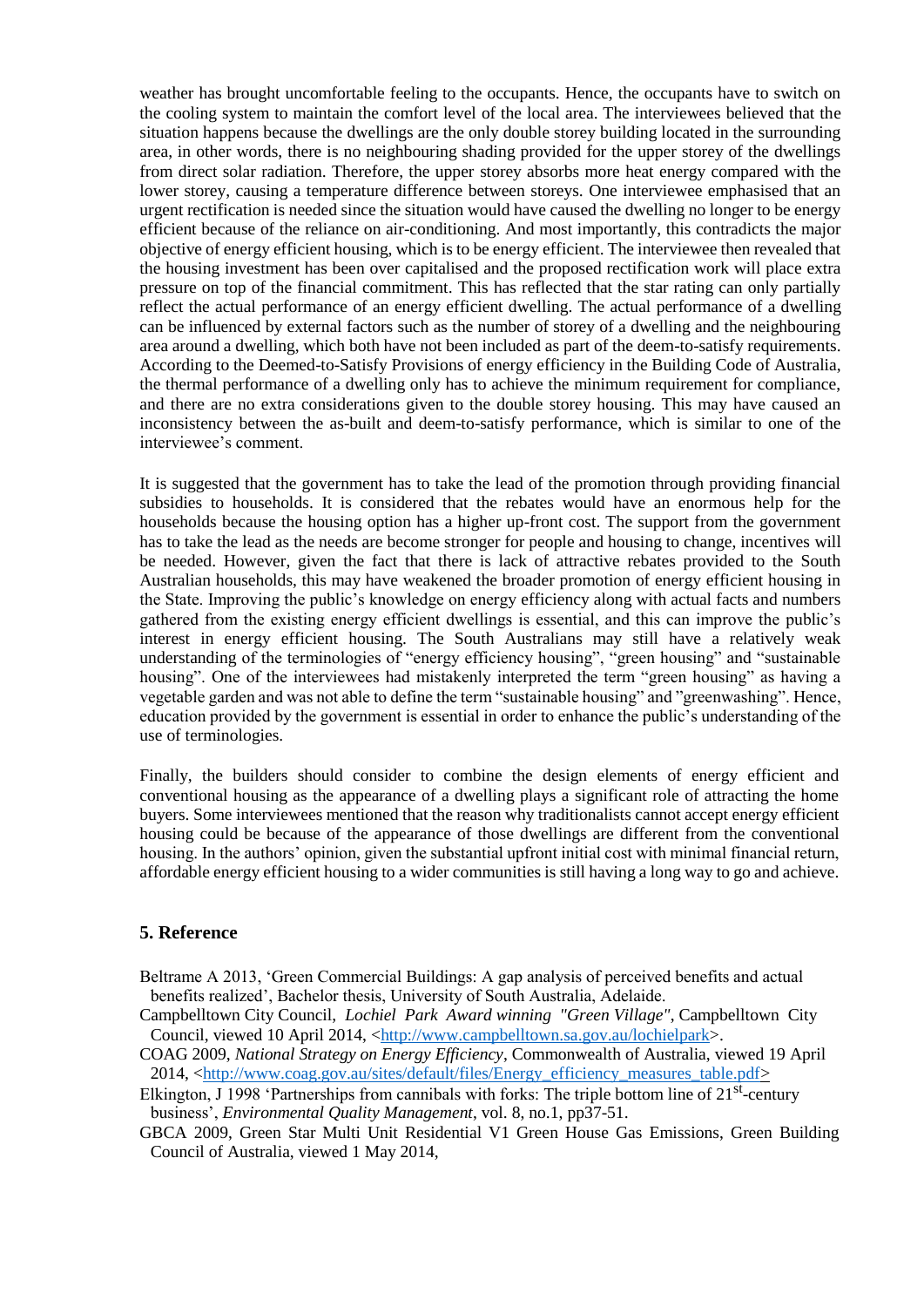weather has brought uncomfortable feeling to the occupants. Hence, the occupants have to switch on the cooling system to maintain the comfort level of the local area. The interviewees believed that the situation happens because the dwellings are the only double storey building located in the surrounding area, in other words, there is no neighbouring shading provided for the upper storey of the dwellings from direct solar radiation. Therefore, the upper storey absorbs more heat energy compared with the lower storey, causing a temperature difference between storeys. One interviewee emphasised that an urgent rectification is needed since the situation would have caused the dwelling no longer to be energy efficient because of the reliance on air-conditioning. And most importantly, this contradicts the major objective of energy efficient housing, which is to be energy efficient. The interviewee then revealed that the housing investment has been over capitalised and the proposed rectification work will place extra pressure on top of the financial commitment. This has reflected that the star rating can only partially reflect the actual performance of an energy efficient dwelling. The actual performance of a dwelling can be influenced by external factors such as the number of storey of a dwelling and the neighbouring area around a dwelling, which both have not been included as part of the deem-to-satisfy requirements. According to the Deemed-to-Satisfy Provisions of energy efficiency in the Building Code of Australia, the thermal performance of a dwelling only has to achieve the minimum requirement for compliance, and there are no extra considerations given to the double storey housing. This may have caused an inconsistency between the as-built and deem-to-satisfy performance, which is similar to one of the interviewee's comment.

It is suggested that the government has to take the lead of the promotion through providing financial subsidies to households. It is considered that the rebates would have an enormous help for the households because the housing option has a higher up-front cost. The support from the government has to take the lead as the needs are become stronger for people and housing to change, incentives will be needed. However, given the fact that there is lack of attractive rebates provided to the South Australian households, this may have weakened the broader promotion of energy efficient housing in the State. Improving the public's knowledge on energy efficiency along with actual facts and numbers gathered from the existing energy efficient dwellings is essential, and this can improve the public's interest in energy efficient housing. The South Australians may still have a relatively weak understanding of the terminologies of "energy efficiency housing", "green housing" and "sustainable housing". One of the interviewees had mistakenly interpreted the term "green housing" as having a vegetable garden and was not able to define the term "sustainable housing" and "greenwashing". Hence, education provided by the government is essential in order to enhance the public's understanding of the use of terminologies.

Finally, the builders should consider to combine the design elements of energy efficient and conventional housing as the appearance of a dwelling plays a significant role of attracting the home buyers. Some interviewees mentioned that the reason why traditionalists cannot accept energy efficient housing could be because of the appearance of those dwellings are different from the conventional housing. In the authors' opinion, given the substantial upfront initial cost with minimal financial return, affordable energy efficient housing to a wider communities is still having a long way to go and achieve.

## 5. Reference

Beltrame A 2013, 'Green Commercial Buildings: A gap analysis of perceived benefits and actual benefits realized', Bachelor thesis, University of South Australia, Adelaide.

Campbelltown City Council, *Lochiel Park Award winning "Green Village"*, Campbelltown City Council, viewed 10 April 2014, <http://www.campbelltown.sa.gov.au/lochielpark>.

COAG 2009, *National Strategy on Energy Efficiency*, Commonwealth of Australia, viewed 19 April 2014, <http://www.coag.gov.au/sites/default/files/Energy_efficiency_measures_table.pdf>

Elkington, J 1998 'Partnerships from cannibals with forks: The triple bottom line of 21st-century business', *Environmental Quality Management*, vol. 8, no.1, pp37-51.

GBCA 2009, Green Star Multi Unit Residential V1 Green House Gas Emissions, Green Building Council of Australia, viewed 1 May 2014,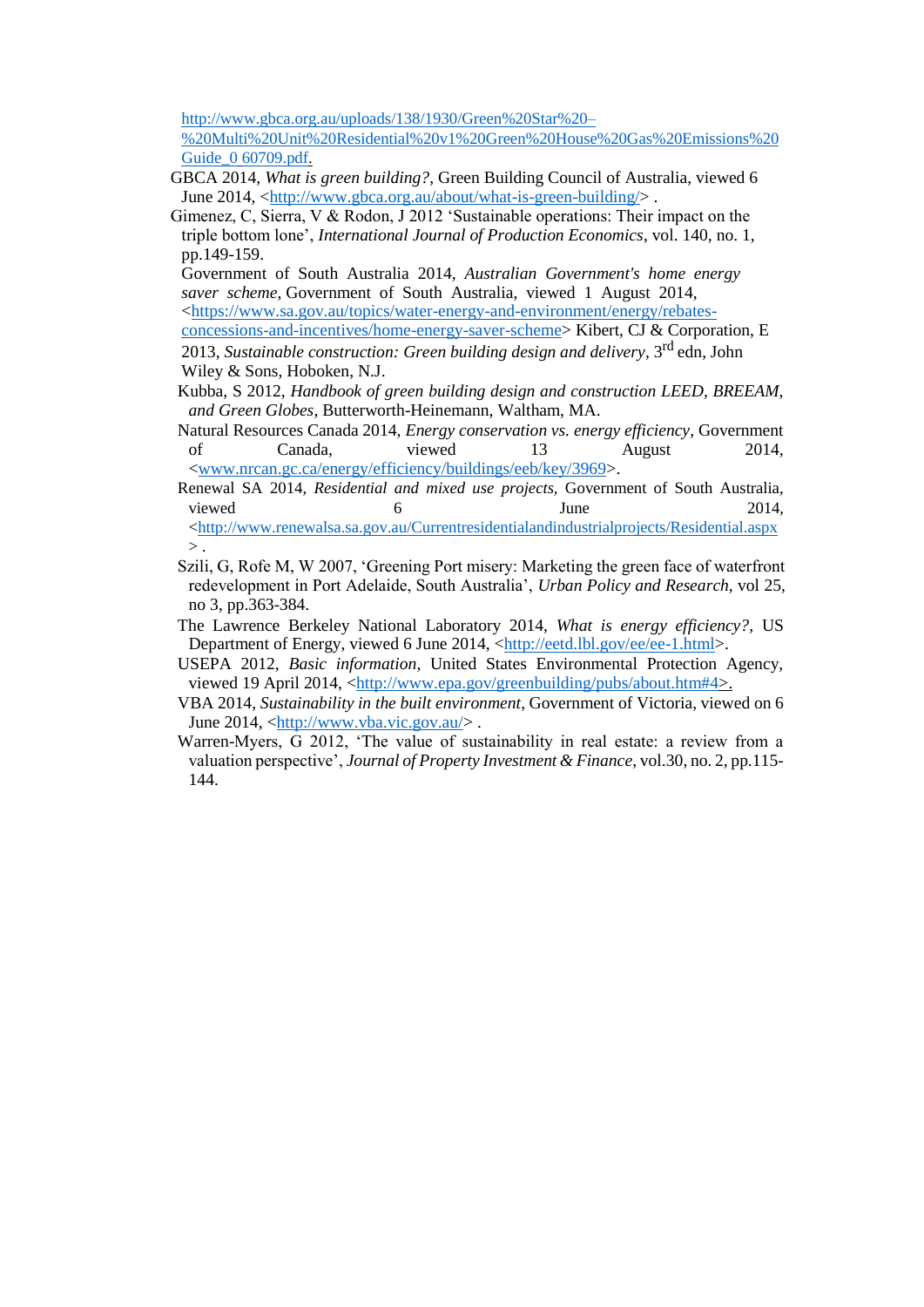http://www.gbca.org.au/uploads/138/1930/Green%20Star%20–%20Multi%20Unit%20Residential%20v1%20Green%20House%20Gas%20Emissions%20Guide_0 60709.pdf.

GBCA 2014, *What is green building?*, Green Building Council of Australia, viewed 6 June 2014, <http://www.gbca.org.au/about/what-is-green-building/> .

Gimenez, C, Sierra, V & Rodon, J 2012 'Sustainable operations: Their impact on the triple bottom lone', *International Journal of Production Economics*, vol. 140, no. 1, pp.149-159.

Government of South Australia 2014, *Australian Government's home energy saver scheme*, Government of South Australia, viewed 1 August 2014, <https://www.sa.gov.au/topics/water-energy-and-environment/energy/rebates-concessions-and-incentives/home-energy-saver-scheme> Kibert, CJ & Corporation, E 2013, *Sustainable construction: Green building design and delivery*, 3rd edn, John Wiley & Sons, Hoboken, N.J.

Kubba, S 2012, *Handbook of green building design and construction LEED, BREEAM, and Green Globes*, Butterworth-Heinemann, Waltham, MA.

Natural Resources Canada 2014, *Energy conservation vs. energy efficiency*, Government of Canada, viewed 13 August 2014, <www.nrcan.gc.ca/energy/efficiency/buildings/eeb/key/3969>.

Renewal SA 2014, *Residential and mixed use projects*, Government of South Australia, viewed 6 June 2014, <http://www.renewalsa.sa.gov.au/Currentresidentialandindustrialprojects/Residential.aspx> .

Szili, G, Rofe M, W 2007, 'Greening Port misery: Marketing the green face of waterfront redevelopment in Port Adelaide, South Australia', *Urban Policy and Research*, vol 25, no 3, pp.363-384.

The Lawrence Berkeley National Laboratory 2014, *What is energy efficiency?*, US Department of Energy, viewed 6 June 2014, <http://eetd.lbl.gov/ee/ee-1.html>.

USEPA 2012, *Basic information*, United States Environmental Protection Agency, viewed 19 April 2014, <http://www.epa.gov/greenbuilding/pubs/about.htm#4>.

VBA 2014, *Sustainability in the built environment*, Government of Victoria, viewed on 6 June 2014, <http://www.vba.vic.gov.au/> .

Warren-Myers, G 2012, 'The value of sustainability in real estate: a review from a valuation perspective', *Journal of Property Investment & Finance*, vol.30, no. 2, pp.115-144.